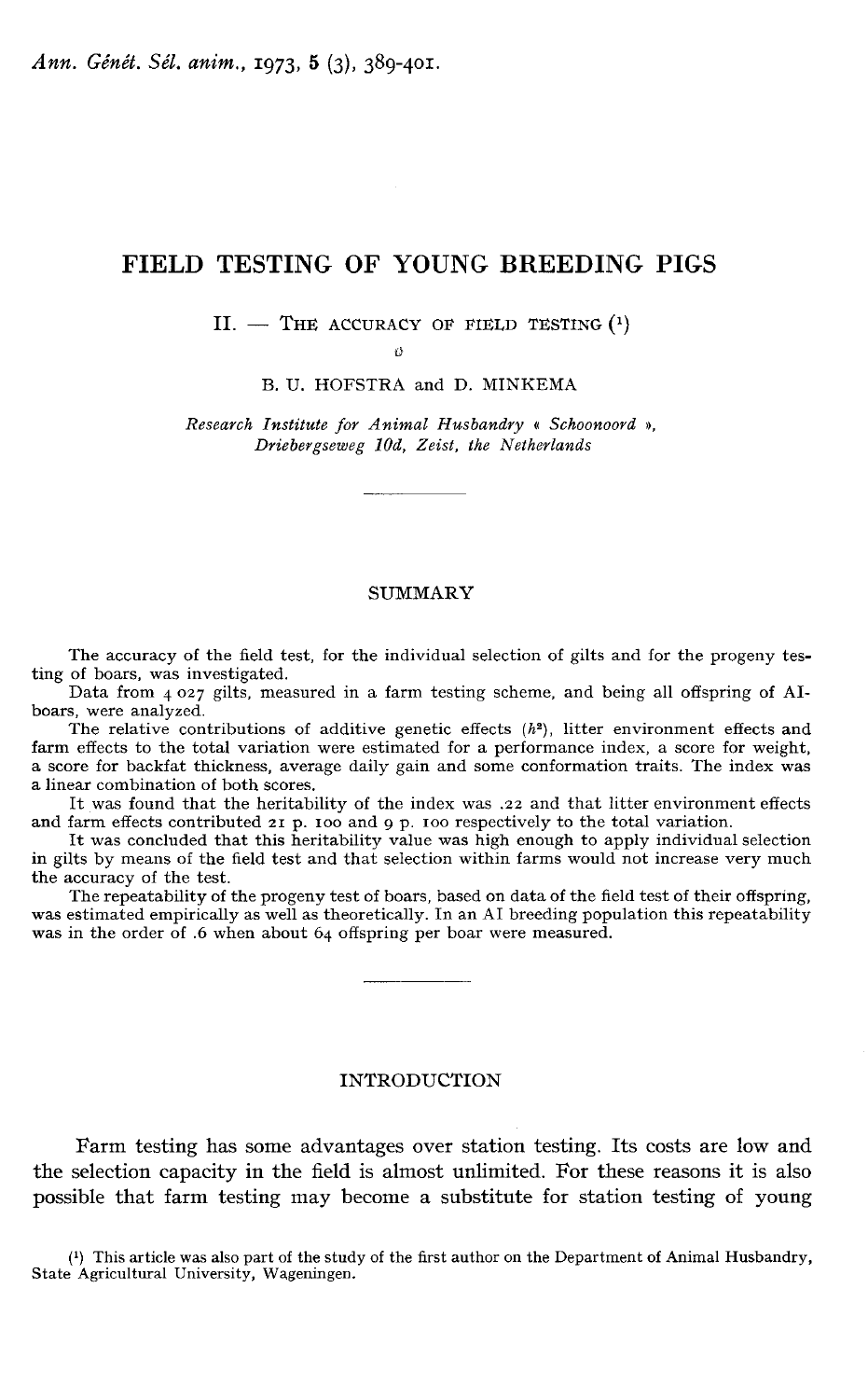# FIELD TESTING OF YOUNG BREEDING PIGS

## II. — THE ACCURACY OF FIELD TESTING [1]

B. U. HOFSTRA and D. MINKEMA

*Research Institute for Animal Husbandry « Schoonoord », Driebergseweg 10d, Zeist, the Netherlands*

---

### SUMMARY

The accuracy of the field test, for the individual selection of gilts and for the progeny testing of boars, was investigated.

Data from 4 027 gilts, measured in a farm testing scheme, and being all offspring of AI-boars, were analyzed.

The relative contributions of additive genetic effects ($h^2$), litter environment effects and farm effects to the total variation were estimated for a performance index, a score for weight, a score for backfat thickness, average daily gain and some conformation traits. The index was a linear combination of both scores.

It was found that the heritability of the index was .22 and that litter environment effects and farm effects contributed 21 p. 100 and 9 p. 100 respectively to the total variation.

It was concluded that this heritability value was high enough to apply individual selection in gilts by means of the field test and that selection within farms would not increase very much the accuracy of the test.

The repeatability of the progeny test of boars, based on data of the field test of their offspring, was estimated empirically as well as theoretically. In an AI breeding population this repeatability was in the order of .6 when about 64 offspring per boar were measured.

---

### INTRODUCTION

Farm testing has some advantages over station testing. Its costs are low and the selection capacity in the field is almost unlimited. For these reasons it is also possible that farm testing may become a substitute for station testing of young

[1] This article was also part of the study of the first author on the Department of Animal Husbandry, State Agricultural University, Wageningen.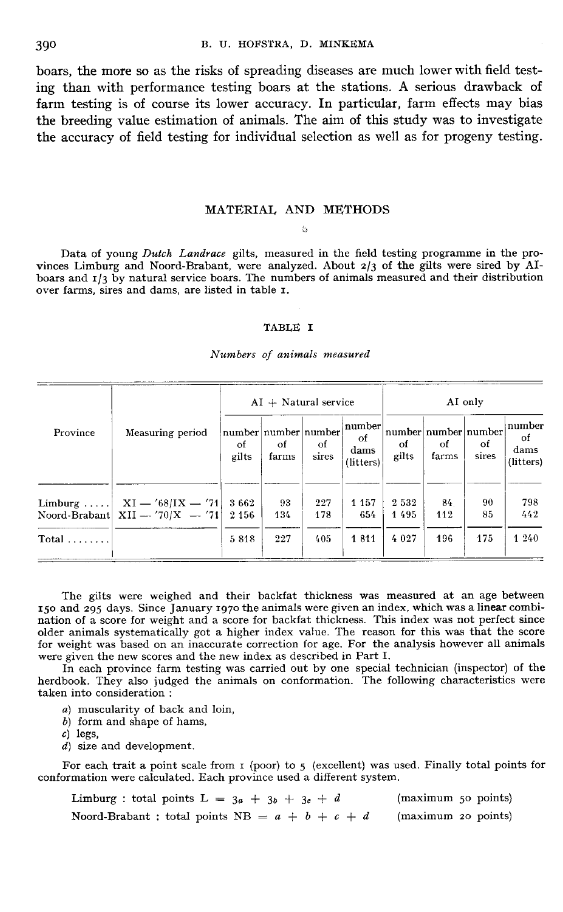boars, the more so as the risks of spreading diseases are much lower with field testing than with performance testing boars at the stations. A serious drawback of farm testing is of course its lower accuracy. In particular, farm effects may bias the breeding value estimation of animals. The aim of this study was to investigate the accuracy of field testing for individual selection as well as for progeny testing.

## MATERIAL AND METHODS

Data of young *Dutch Landrace* gilts, measured in the field testing programme in the provinces Limburg and Noord-Brabant, were analyzed. About 2/3 of the gilts were sired by AI-boars and 1/3 by natural service boars. The numbers of animals measured and their distribution over farms, sires and dams, are listed in table 1.

TABLE I

*Numbers of animals measured*

| Province | Measuring period | AI + Natural service | | | | AI only | | | |
|---|---|---|---|---|---|---|---|---|---|
| | | number of gilts | number of farms | number of sires | number of dams (litters) | number of gilts | number of farms | number of sires | number of dams (litters) |
| Limburg ..... | XI — '68/IX — '71 | 3 662 | 93 | 227 | 1 157 | 2 532 | 84 | 90 | 798 |
| Noord-Brabant | XII — '70/X — '71 | 2 156 | 134 | 178 | 654 | 1 495 | 112 | 85 | 442 |
| Total ........ | | 5 818 | 227 | 405 | 1 811 | 4 027 | 196 | 175 | 1 240 |

The gilts were weighed and their backfat thickness was measured at an age between 150 and 295 days. Since January 1970 the animals were given an index, which was a linear combination of a score for weight and a score for backfat thickness. This index was not perfect since older animals systematically got a higher index value. The reason for this was that the score for weight was based on an inaccurate correction for age. For the analysis however all animals were given the new scores and the new index as described in Part I.

In each province farm testing was carried out by one special technician (inspector) of the herdbook. They also judged the animals on conformation. The following characteristics were taken into consideration :

*a*) muscularity of back and loin,
*b*) form and shape of hams,
*c*) legs,
*d*) size and development.

For each trait a point scale from 1 (poor) to 5 (excellent) was used. Finally total points for conformation were calculated. Each province used a different system.

Limburg : total points $L = 3a + 3b + 3c + d$ (maximum 50 points)

Noord-Brabant : total points $NB = a + b + c + d$ (maximum 20 points)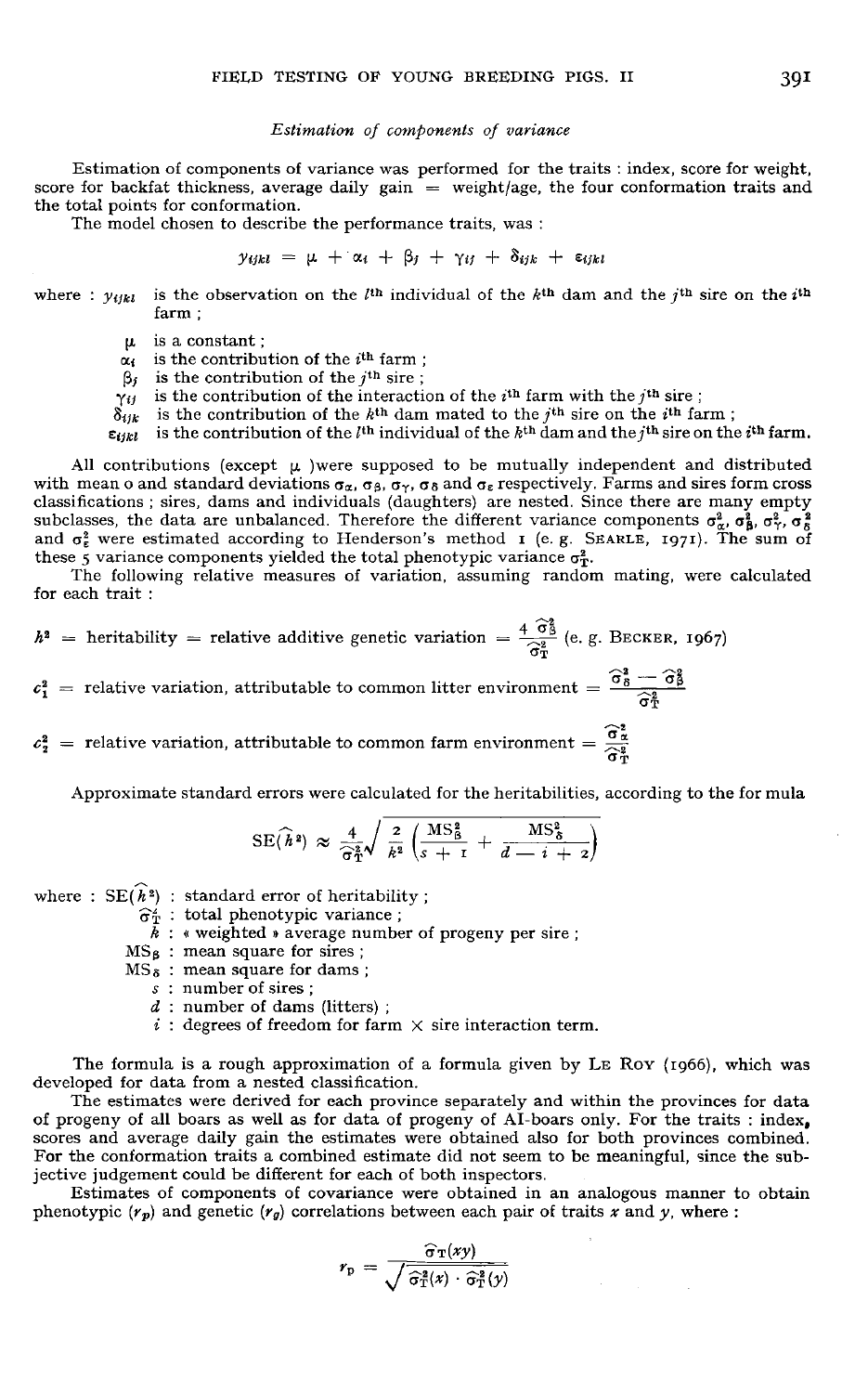### *Estimation of components of variance*

Estimation of components of variance was performed for the traits : index, score for weight, score for backfat thickness, average daily gain = weight/age, the four conformation traits and the total points for conformation.

The model chosen to describe the performance traits, was :

$$y_{ijkl} = \mu + \alpha_i + \beta_j + \gamma_{ij} + \delta_{ijk} + \varepsilon_{ijkl}$$

where : $y_{ijkl}$ is the observation on the $l^{th}$ individual of the $k^{th}$ dam and the $j^{th}$ sire on the $i^{th}$ farm ;

- $\mu$ is a constant ;
- $\alpha_i$ is the contribution of the $i^{th}$ farm ;
- $\beta_j$ is the contribution of the $j^{th}$ sire ;
- $\gamma_{ij}$ is the contribution of the interaction of the $i^{th}$ farm with the $j^{th}$ sire ;
- $\delta_{ijk}$ is the contribution of the $k^{th}$ dam mated to the $j^{th}$ sire on the $i^{th}$ farm ;
- $\varepsilon_{ijkl}$ is the contribution of the $l^{th}$ individual of the $k^{th}$ dam and the $j^{th}$ sire on the $i^{th}$ farm.

All contributions (except $\mu$ )were supposed to be mutually independent and distributed with mean 0 and standard deviations $\sigma_\alpha$, $\sigma_\beta$, $\sigma_\gamma$, $\sigma_\delta$ and $\sigma_\varepsilon$ respectively. Farms and sires form cross classifications ; sires, dams and individuals (daughters) are nested. Since there are many empty subclasses, the data are unbalanced. Therefore the different variance components $\sigma^2_\alpha$, $\sigma^2_\beta$, $\sigma^2_\gamma$, $\sigma^2_\delta$ and $\sigma^2_\varepsilon$ were estimated according to Henderson's method 1 (e. g. SEARLE, 1971). The sum of these 5 variance components yielded the total phenotypic variance $\sigma^2_T$.

The following relative measures of variation, assuming random mating, were calculated for each trait :

$h^2$ = heritability = relative additive genetic variation = $\dfrac{4\,\widehat{\sigma}^2_\beta}{\widehat{\sigma}^2_T}$ (e. g. BECKER, 1967)

$c_1^2$ = relative variation, attributable to common litter environment = $\dfrac{\widehat{\sigma}^2_\delta - \widehat{\sigma}^2_\beta}{\widehat{\sigma}^2_T}$

$c_2^2$ = relative variation, attributable to common farm environment = $\dfrac{\widehat{\sigma}^2_\alpha}{\widehat{\sigma}^2_T}$

Approximate standard errors were calculated for the heritabilities, according to the formula

$$SE(\widehat{h}^2) \approx \frac{4}{\widehat{\sigma}^2_T}\sqrt{\frac{2}{k^2}\left(\frac{MS^2_\beta}{s+1} + \frac{MS^2_\delta}{d-i+2}\right)}$$

where :
- $SE(\widehat{h}^2)$ : standard error of heritability ;
- $\widehat{\sigma}^2_T$ : total phenotypic variance ;
- $k$ : « weighted » average number of progeny per sire ;
- $MS_\beta$ : mean square for sires ;
- $MS_\delta$ : mean square for dams ;
- $s$ : number of sires ;
- $d$ : number of dams (litters) ;
- $i$ : degrees of freedom for farm × sire interaction term.

The formula is a rough approximation of a formula given by LE ROY (1966), which was developed for data from a nested classification.

The estimates were derived for each province separately and within the provinces for data of progeny of all boars as well as for data of progeny of AI-boars only. For the traits : index, scores and average daily gain the estimates were obtained also for both provinces combined. For the conformation traits a combined estimate did not seem to be meaningful, since the subjective judgement could be different for each of both inspectors.

Estimates of components of covariance were obtained in an analogous manner to obtain phenotypic ($r_p$) and genetic ($r_g$) correlations between each pair of traits $x$ and $y$, where :

$$r_p = \frac{\widehat{\sigma}_T(xy)}{\sqrt{\widehat{\sigma}^2_T(x)\cdot\widehat{\sigma}^2_T(y)}}$$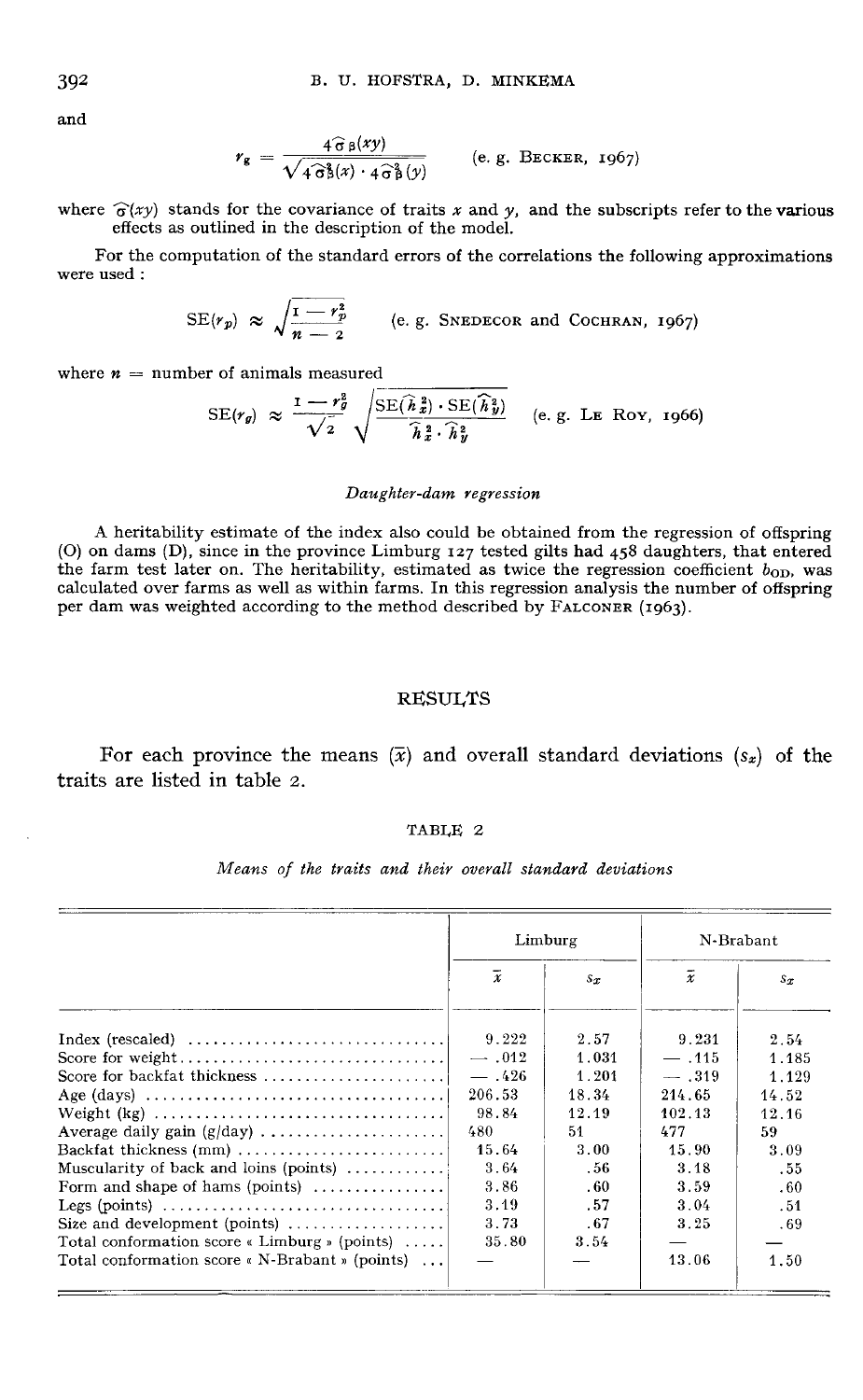and

$$r_g = \frac{4\hat{\sigma}_B(xy)}{\sqrt{4\hat{\sigma}_B^2(x) \cdot 4\hat{\sigma}_B^2(y)}} \qquad \text{(e. g. Becker, 1967)}$$

where $\hat{\sigma}(xy)$ stands for the covariance of traits $x$ and $y$, and the subscripts refer to the various effects as outlined in the description of the model.

For the computation of the standard errors of the correlations the following approximations were used :

$$\text{SE}(r_p) \approx \sqrt{\frac{1 - r_p^2}{n - 2}} \qquad \text{(e. g. Snedecor and Cochran, 1967)}$$

where $n$ = number of animals measured

$$\text{SE}(r_g) \approx \frac{1 - r_g^2}{\sqrt{2}} \sqrt{\frac{\text{SE}(\hat{h}_x^2) \cdot \text{SE}(\hat{h}_y^2)}{\hat{h}_x^2 \cdot \hat{h}_y^2}} \qquad \text{(e. g. Le Roy, 1966)}$$

*Daughter-dam regression*

A heritability estimate of the index also could be obtained from the regression of offspring (O) on dams (D), since in the province Limburg 127 tested gilts had 458 daughters, that entered the farm test later on. The heritability, estimated as twice the regression coefficient $b_{OD}$, was calculated over farms as well as within farms. In this regression analysis the number of offspring per dam was weighted according to the method described by Falconer (1963).

## RESULTS

For each province the means ($\bar{x}$) and overall standard deviations ($s_x$) of the traits are listed in table 2.

TABLE 2

*Means of the traits and their overall standard deviations*

| | Limburg | | N-Brabant | |
|---|---|---|---|---|
| | $\bar{x}$ | $s_x$ | $\bar{x}$ | $s_x$ |
| Index (rescaled) | 9.222 | 2.57 | 9.231 | 2.54 |
| Score for weight | — .012 | 1.031 | — .115 | 1.185 |
| Score for backfat thickness | — .426 | 1.201 | — .319 | 1.129 |
| Age (days) | 206.53 | 18.34 | 214.65 | 14.52 |
| Weight (kg) | 98.84 | 12.19 | 102.13 | 12.16 |
| Average daily gain (g/day) | 480 | 51 | 477 | 59 |
| Backfat thickness (mm) | 15.64 | 3.00 | 15.90 | 3.09 |
| Muscularity of back and loins (points) | 3.64 | .56 | 3.18 | .55 |
| Form and shape of hams (points) | 3.86 | .60 | 3.59 | .60 |
| Legs (points) | 3.19 | .57 | 3.04 | .51 |
| Size and development (points) | 3.73 | .67 | 3.25 | .69 |
| Total conformation score « Limburg » (points) | 35.80 | 3.54 | — | — |
| Total conformation score « N-Brabant » (points) | — | — | 13.06 | 1.50 |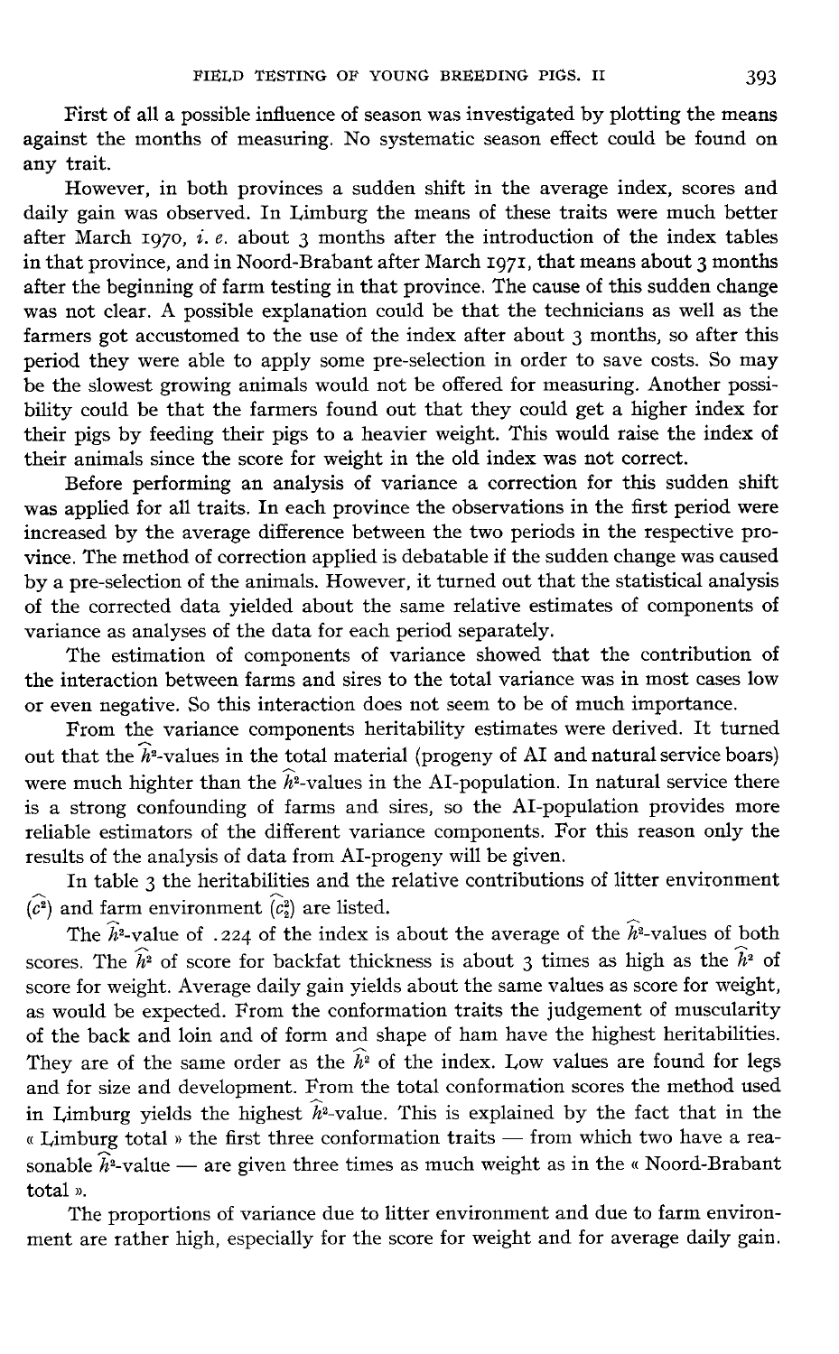First of all a possible influence of season was investigated by plotting the means against the months of measuring. No systematic season effect could be found on any trait.

However, in both provinces a sudden shift in the average index, scores and daily gain was observed. In Limburg the means of these traits were much better after March 1970, *i. e.* about 3 months after the introduction of the index tables in that province, and in Noord-Brabant after March 1971, that means about 3 months after the beginning of farm testing in that province. The cause of this sudden change was not clear. A possible explanation could be that the technicians as well as the farmers got accustomed to the use of the index after about 3 months, so after this period they were able to apply some pre-selection in order to save costs. So may be the slowest growing animals would not be offered for measuring. Another possibility could be that the farmers found out that they could get a higher index for their pigs by feeding their pigs to a heavier weight. This would raise the index of their animals since the score for weight in the old index was not correct.

Before performing an analysis of variance a correction for this sudden shift was applied for all traits. In each province the observations in the first period were increased by the average difference between the two periods in the respective province. The method of correction applied is debatable if the sudden change was caused by a pre-selection of the animals. However, it turned out that the statistical analysis of the corrected data yielded about the same relative estimates of components of variance as analyses of the data for each period separately.

The estimation of components of variance showed that the contribution of the interaction between farms and sires to the total variance was in most cases low or even negative. So this interaction does not seem to be of much importance.

From the variance components heritability estimates were derived. It turned out that the $\widehat{h}^2$-values in the total material (progeny of AI and natural service boars) were much highter than the $\widehat{h}^2$-values in the AI-population. In natural service there is a strong confounding of farms and sires, so the AI-population provides more reliable estimators of the different variance components. For this reason only the results of the analysis of data from AI-progeny will be given.

In table 3 the heritabilities and the relative contributions of litter environment ($\widehat{c^2}$) and farm environment ($\widehat{c_2^2}$) are listed.

The $\widehat{h}^2$-value of .224 of the index is about the average of the $\widehat{h}^2$-values of both scores. The $\widehat{h}^2$ of score for backfat thickness is about 3 times as high as the $\widehat{h}^2$ of score for weight. Average daily gain yields about the same values as score for weight, as would be expected. From the conformation traits the judgement of muscularity of the back and loin and of form and shape of ham have the highest heritabilities. They are of the same order as the $\widehat{h}^2$ of the index. Low values are found for legs and for size and development. From the total conformation scores the method used in Limburg yields the highest $\widehat{h}^2$-value. This is explained by the fact that in the « Limburg total » the first three conformation traits — from which two have a reasonable $\widehat{h}^2$-value — are given three times as much weight as in the « Noord-Brabant total ».

The proportions of variance due to litter environment and due to farm environment are rather high, especially for the score for weight and for average daily gain.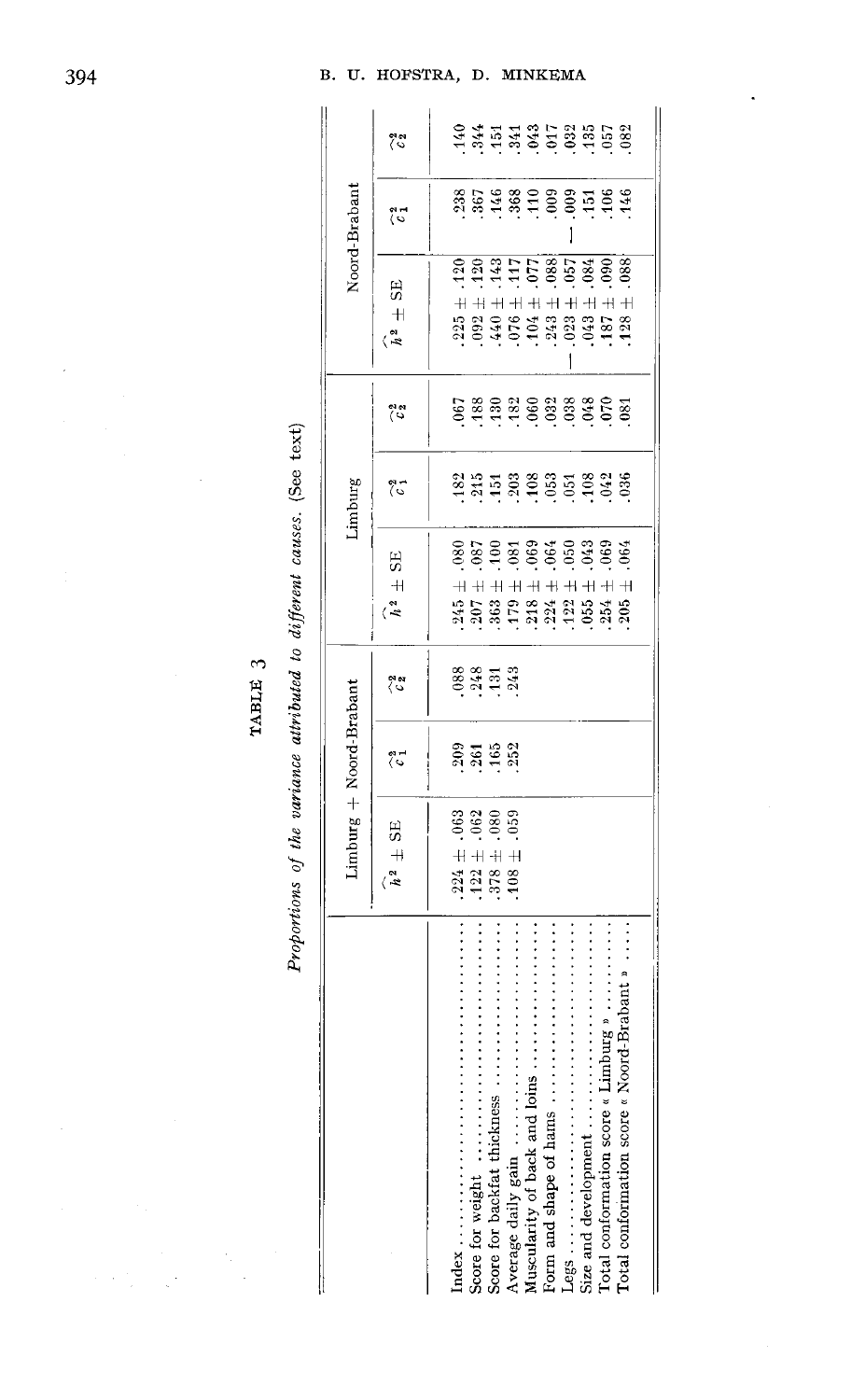TABLE 3

*Proportions of the variance attributed to different causes.* (See text)

| | Limburg + Noord-Brabant | | | Limburg | | | Noord-Brabant | | |
|---|---|---|---|---|---|---|---|---|---|
| | $\hat{h}^2 \pm$ SE | $\hat{c}_1^2$ | $\hat{c}_2^2$ | $\hat{h}^2 \pm$ SE | $\hat{c}_1^2$ | $\hat{c}_2^2$ | $\hat{h}^2 \pm$ SE | $\hat{c}_1^2$ | $\hat{c}_2^2$ |
| Index | .224 ± .063 | .209 | .088 | .245 ± .080 | .182 | .067 | .225 ± .120 | .238 | .140 |
| Score for weight | .122 ± .062 | .261 | .248 | .207 ± .087 | .215 | .188 | .092 ± .120 | .367 | .344 |
| Score for backfat thickness | .378 ± .080 | .165 | .131 | .363 ± .100 | .151 | .130 | .440 ± .143 | .146 | .151 |
| Average daily gain | .108 ± .059 | .252 | .243 | .179 ± .081 | .203 | .182 | .076 ± .117 | .368 | .341 |
| Muscularity of back and loins | | | | .218 ± .069 | .108 | .060 | .104 ± .077 | .110 | .043 |
| Form and shape of hams | | | | .224 ± .064 | .053 | .032 | .243 ± .088 | .009 | .017 |
| Legs | | | | .122 ± .050 | .051 | .038 | −.023 ± .057 | −.009 | .032 |
| Size and development | | | | .055 ± .043 | .108 | .048 | .043 ± .084 | .151 | .135 |
| Total conformation score « Limburg » | | | | .254 ± .069 | .042 | .070 | .187 ± .090 | .106 | .057 |
| Total conformation score « Noord-Brabant » | | | | .205 ± .064 | .036 | .081 | .128 ± .088 | .146 | .082 |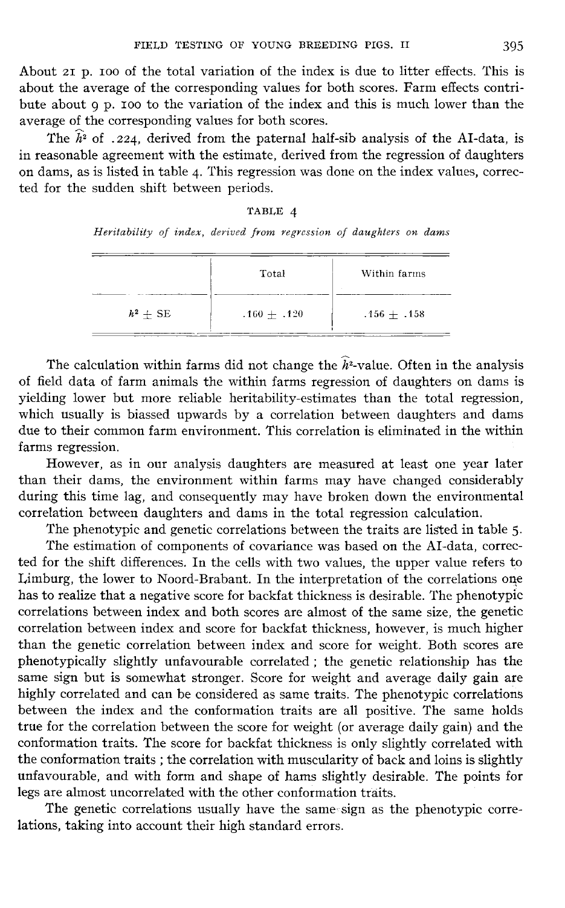About 21 p. 100 of the total variation of the index is due to litter effects. This is about the average of the corresponding values for both scores. Farm effects contribute about 9 p. 100 to the variation of the index and this is much lower than the average of the corresponding values for both scores.

The $\widehat{h}^2$ of .224, derived from the paternal half-sib analysis of the AI-data, is in reasonable agreement with the estimate, derived from the regression of daughters on dams, as is listed in table 4. This regression was done on the index values, corrected for the sudden shift between periods.

TABLE 4

*Heritability of index, derived from regression of daughters on dams*

| | Total | Within farms |
|---|---|---|
| $h^2 \pm$ SE | .160 ± .120 | .156 ± .158 |

The calculation within farms did not change the $\widehat{h}^2$-value. Often in the analysis of field data of farm animals the within farms regression of daughters on dams is yielding lower but more reliable heritability-estimates than the total regression, which usually is biassed upwards by a correlation between daughters and dams due to their common farm environment. This correlation is eliminated in the within farms regression.

However, as in our analysis daughters are measured at least one year later than their dams, the environment within farms may have changed considerably during this time lag, and consequently may have broken down the environmental correlation between daughters and dams in the total regression calculation.

The phenotypic and genetic correlations between the traits are listed in table 5.

The estimation of components of covariance was based on the AI-data, corrected for the shift differences. In the cells with two values, the upper value refers to Limburg, the lower to Noord-Brabant. In the interpretation of the correlations one has to realize that a negative score for backfat thickness is desirable. The phenotypic correlations between index and both scores are almost of the same size, the genetic correlation between index and score for backfat thickness, however, is much higher than the genetic correlation between index and score for weight. Both scores are phenotypically slightly unfavourable correlated ; the genetic relationship has the same sign but is somewhat stronger. Score for weight and average daily gain are highly correlated and can be considered as same traits. The phenotypic correlations between the index and the conformation traits are all positive. The same holds true for the correlation between the score for weight (or average daily gain) and the conformation traits. The score for backfat thickness is only slightly correlated with the conformation traits ; the correlation with muscularity of back and loins is slightly unfavourable, and with form and shape of hams slightly desirable. The points for legs are almost uncorrelated with the other conformation traits.

The genetic correlations usually have the same sign as the phenotypic correlations, taking into account their high standard errors.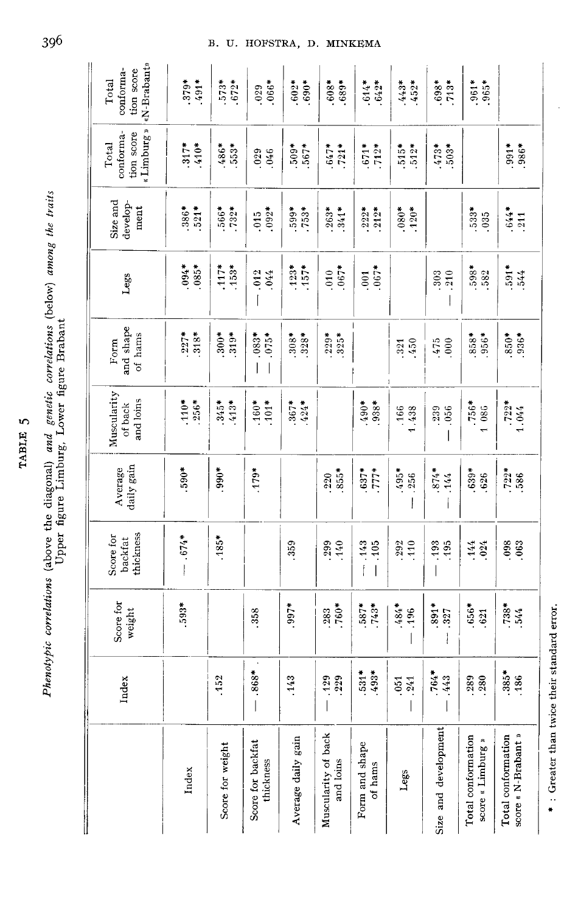TABLE 5

*Phenotypic correlations* (above the diagonal) *and genetic correlations* (below) *among the traits*
Upper figure Limburg, Lower figure Brabant

| | Index | Score for weight | Score for backfat thickness | Average daily gain | Muscularity of back and loins | Form and shape of hams | Legs | Size and development | Total conformation score « Limburg » | Total conformation score « N-Brabant » |
|---|---|---|---|---|---|---|---|---|---|---|
| Index | | .593* | -.674* | .590* | .110* / .256* | .227* / .318* | .094* / .085* | .386* / .521* | .317* / .410* | .379* / .491* |
| Score for weight | .152 | | .185* | .990* | .345* / .413* | .300* / .319* | .117* / .153* | .566* / .732* | .486* / .553* | .573* / .672* |
| Score for backfat thickness | -.868* | .358 | | .179* | -.160* / .101* | -.083* / -.075* | -.012 / .044 | .015 / .092* | .029 / .046 | .029 / .066* |
| Average daily gain | .143 | .997* | .359 | | .367* / .424* | .308* / .328* | .123* / .157* | .599* / .753* | .509* / .567* | .602* / .690* |
| Muscularity of back and loins | -.129 / .229 | .283 / .760* | .299 / .140 | .220 / .855* | | .229* / .325* | .010 / .067* | .263* / .341* | .647* / .721* | .608* / .689* |
| Form and shape of hams | .531* / .493* | .587* / .743* | -.143 / -.105 | .637* / .777* | .490* / .938* | | .001 / .067* | .222* / .212* | .671* / .712* | .614* / .642* |
| Legs | .051 / -.241 | .484* / -.196 | .292 / .110 | .495* / -.256 | .166 / 1.438 | .321 / .450 | | .080* / .120* | .515* / .512* | .443* / .452* |
| Size and development | .764* / -.443 | .891* / -.327 | -.193 / .195 | .874* / -.144 | .239 / -.056 | .475 / .000 | .303 / -.210 | | .473* / .503* | .698* / .713* |
| Total conformation score « Limburg » | .289 / .280 | .656* / .621 | .144 / .024 | .639* / .626 | .756* / 1.086 | .858* / .956* | .598* / .582 | .533* / .035 | | .961* / .965* |
| Total conformation score « N-Brabant » | .385* / .186 | .738* / .544 | .098 / .063 | .722* / .586 | .722* / 1.044 | .850* / .936* | .591* / .544 | .644* / .211 | .991* / .986* | |

* : Greater than twice their standard error.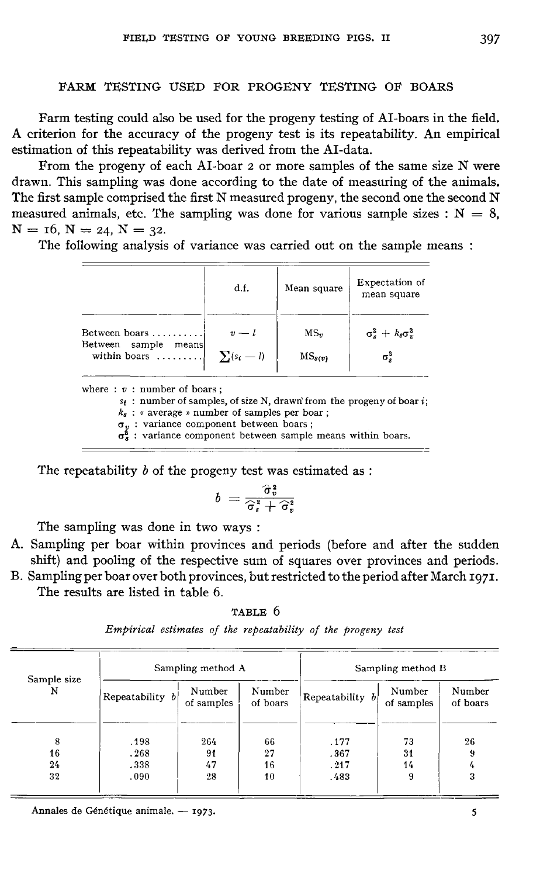## FARM TESTING USED FOR PROGENY TESTING OF BOARS

Farm testing could also be used for the progeny testing of AI-boars in the field. A criterion for the accuracy of the progeny test is its repeatability. An empirical estimation of this repeatability was derived from the AI-data.

From the progeny of each AI-boar 2 or more samples of the same size N were drawn. This sampling was done according to the date of measuring of the animals. The first sample comprised the first N measured progeny, the second one the second N measured animals, etc. The sampling was done for various sample sizes : N = 8, N = 16, N = 24, N = 32.

The following analysis of variance was carried out on the sample means :

| | d.f. | Mean square | Expectation of mean square |
|---|---|---|---|
| Between boars | $v - l$ | $MS_v$ | $\sigma_s^2 + k_s \sigma_v^2$ |
| Between sample means within boars | $\sum(s_i - l)$ | $MS_{s(v)}$ | $\sigma_s^2$ |

where : $v$ : number of boars ;
$s_i$ : number of samples, of size N, drawn from the progeny of boar $i$ ;
$k_s$ : « average » number of samples per boar ;
$\sigma_v$ : variance component between boars ;
$\sigma_s^2$ : variance component between sample means within boars.

The repeatability $b$ of the progeny test was estimated as :

$$b = \frac{\hat{\sigma}_v^2}{\hat{\sigma}_s^2 + \hat{\sigma}_v^2}$$

The sampling was done in two ways :

A. Sampling per boar within provinces and periods (before and after the sudden shift) and pooling of the respective sum of squares over provinces and periods.
B. Sampling per boar over both provinces, but restricted to the period after March 1971.

The results are listed in table 6.

TABLE 6

*Empirical estimates of the repeatability of the progeny test*

| Sample size N | Sampling method A | | | Sampling method B | | |
|---|---|---|---|---|---|---|
| | Repeatability $b$ | Number of samples | Number of boars | Repeatability $b$ | Number of samples | Number of boars |
| 8 | .198 | 264 | 66 | .177 | 73 | 26 |
| 16 | .268 | 91 | 27 | .367 | 31 | 9 |
| 24 | .338 | 47 | 16 | .217 | 14 | 4 |
| 32 | .090 | 28 | 10 | .483 | 9 | 3 |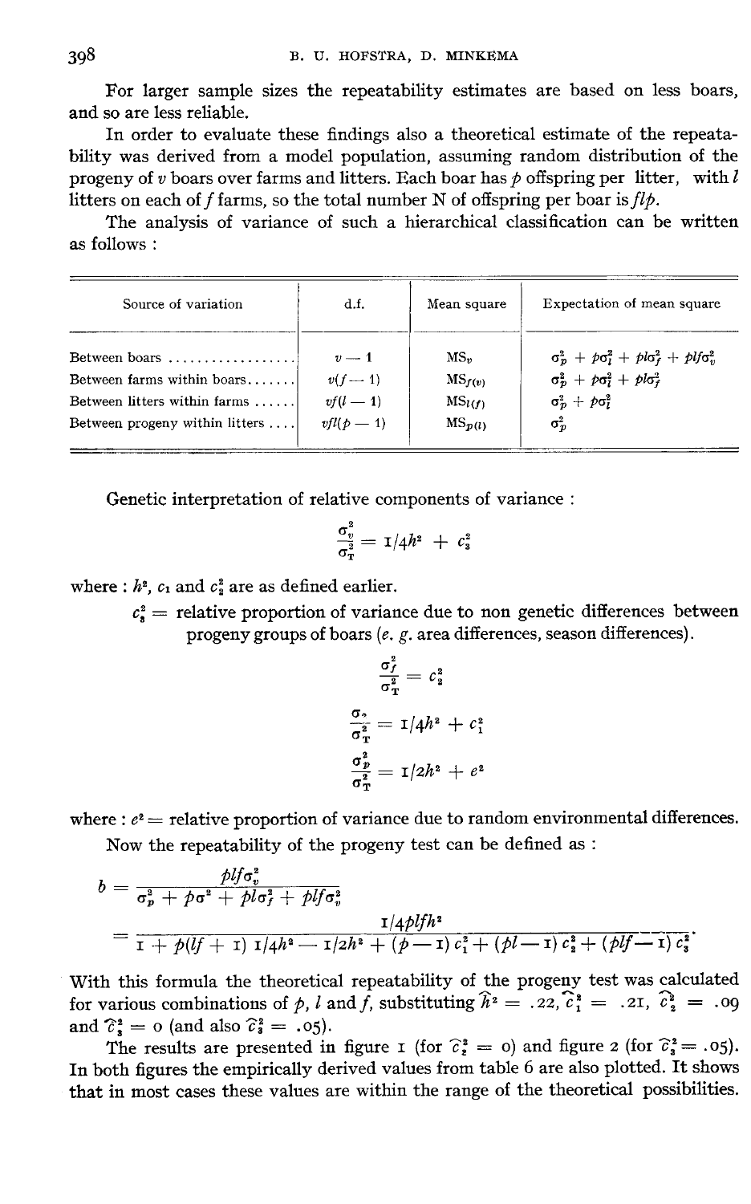For larger sample sizes the repeatability estimates are based on less boars, and so are less reliable.

In order to evaluate these findings also a theoretical estimate of the repeatability was derived from a model population, assuming random distribution of the progeny of $v$ boars over farms and litters. Each boar has $p$ offspring per litter, with $l$ litters on each of $f$ farms, so the total number N of offspring per boar is $flp$.

The analysis of variance of such a hierarchical classification can be written as follows :

| Source of variation | d.f. | Mean square | Expectation of mean square |
|---|---|---|---|
| Between boars | $v - 1$ | $MS_v$ | $\sigma_p^2 + p\sigma_l^2 + pl\sigma_f^2 + plf\sigma_v^2$ |
| Between farms within boars | $v(f - 1)$ | $MS_{f(v)}$ | $\sigma_p^2 + p\sigma_l^2 + pl\sigma_f^2$ |
| Between litters within farms | $vf(l - 1)$ | $MS_{l(f)}$ | $\sigma_p^2 + p\sigma_l^2$ |
| Between progeny within litters | $vfl(p - 1)$ | $MS_{p(l)}$ | $\sigma_p^2$ |

Genetic interpretation of relative components of variance :

$$\frac{\sigma_v^2}{\sigma_T^2} = 1/4h^2 + c_3^2$$

where : $h^2$, $c_1$ and $c_2^2$ are as defined earlier.

$c_3^2$ = relative proportion of variance due to non genetic differences between progeny groups of boars (*e. g.* area differences, season differences).

$$\frac{\sigma_f^2}{\sigma_T^2} = c_2^2$$

$$\frac{\sigma_l}{\sigma_T^2} = 1/4h^2 + c_1^2$$

$$\frac{\sigma_p^2}{\sigma_T^2} = 1/2h^2 + e^2$$

where : $e^2$ = relative proportion of variance due to random environmental differences.

Now the repeatability of the progeny test can be defined as :

$$b = \frac{plf\sigma_v^2}{\sigma_p^2 + p\sigma^2 + pl\sigma_f^2 + plf\sigma_v^2}$$

$$= \frac{1/4plfh^2}{1 + p(lf + 1)\,1/4h^2 - 1/2h^2 + (p-1)\,c_1^2 + (pl-1)\,c_2^2 + (plf-1)\,c_3^2}.$$

With this formula the theoretical repeatability of the progeny test was calculated for various combinations of $p$, $l$ and $f$, substituting $\widehat{h}^2 = .22$, $\widehat{c}_1^2 = .21$, $\widehat{c}_2^2 = .09$ and $\widehat{c}_3^2 = 0$ (and also $\widehat{c}_3^2 = .05$).

The results are presented in figure 1 (for $\widehat{c}_2^2 = 0$) and figure 2 (for $\widehat{c}_2^2 = .05$). In both figures the empirically derived values from table 6 are also plotted. It shows that in most cases these values are within the range of the theoretical possibilities.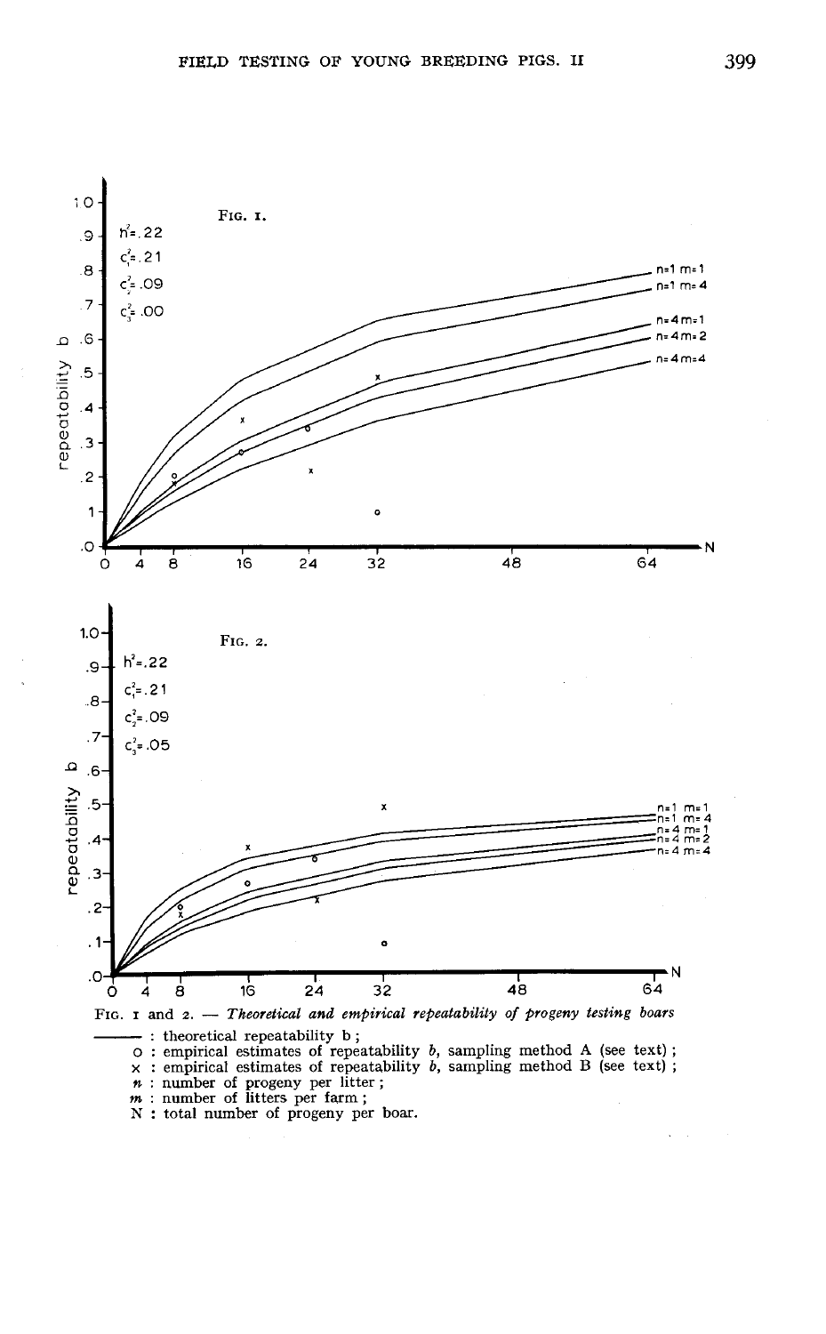FIG. 1 and 2. — *Theoretical and empirical repeatability of progeny testing boars*

——— : theoretical repeatability b ;
o : empirical estimates of repeatability *b*, sampling method A (see text) ;
x : empirical estimates of repeatability *b*, sampling method B (see text) ;
*n* : number of progeny per litter ;
*m* : number of litters per farm ;
N : total number of progeny per boar.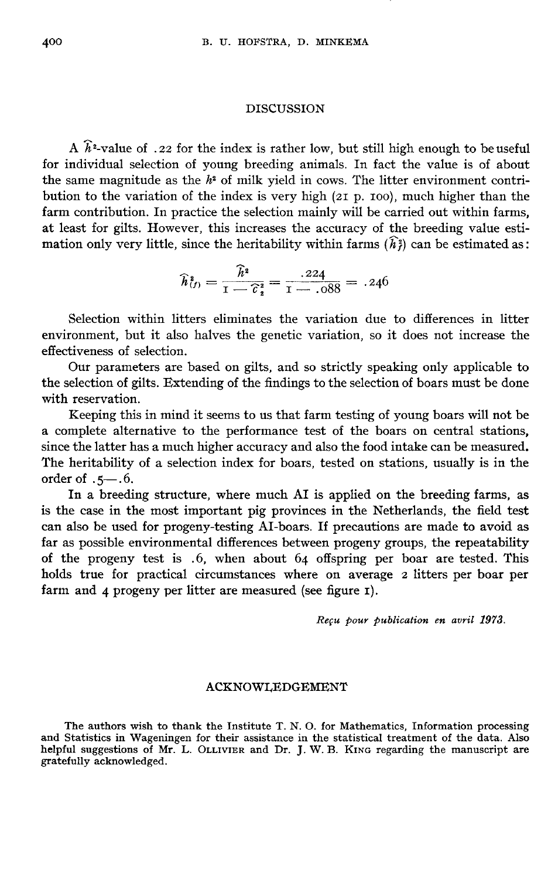## DISCUSSION

A $\widehat{h}^2$-value of .22 for the index is rather low, but still high enough to be useful for individual selection of young breeding animals. In fact the value is of about the same magnitude as the $h^2$ of milk yield in cows. The litter environment contribution to the variation of the index is very high (21 p. 100), much higher than the farm contribution. In practice the selection mainly will be carried out within farms, at least for gilts. However, this increases the accuracy of the breeding value estimation only very little, since the heritability within farms ($\widehat{h}^2_f$) can be estimated as:

$$\widehat{h}^2_{(f)} = \frac{\widehat{h}^2}{1 - \widehat{c}^2_2} = \frac{.224}{1 - .088} = .246$$

Selection within litters eliminates the variation due to differences in litter environment, but it also halves the genetic variation, so it does not increase the effectiveness of selection.

Our parameters are based on gilts, and so strictly speaking only applicable to the selection of gilts. Extending of the findings to the selection of boars must be done with reservation.

Keeping this in mind it seems to us that farm testing of young boars will not be a complete alternative to the performance test of the boars on central stations, since the latter has a much higher accuracy and also the food intake can be measured. The heritability of a selection index for boars, tested on stations, usually is in the order of .5—.6.

In a breeding structure, where much AI is applied on the breeding farms, as is the case in the most important pig provinces in the Netherlands, the field test can also be used for progeny-testing AI-boars. If precautions are made to avoid as far as possible environmental differences between progeny groups, the repeatability of the progeny test is .6, when about 64 offspring per boar are tested. This holds true for practical circumstances where on average 2 litters per boar per farm and 4 progeny per litter are measured (see figure 1).

*Reçu pour publication en avril 1973.*

## ACKNOWLEDGEMENT

The authors wish to thank the Institute T. N. O. for Mathematics, Information processing and Statistics in Wageningen for their assistance in the statistical treatment of the data. Also helpful suggestions of Mr. L. Ollivier and Dr. J. W. B. King regarding the manuscript are gratefully acknowledged.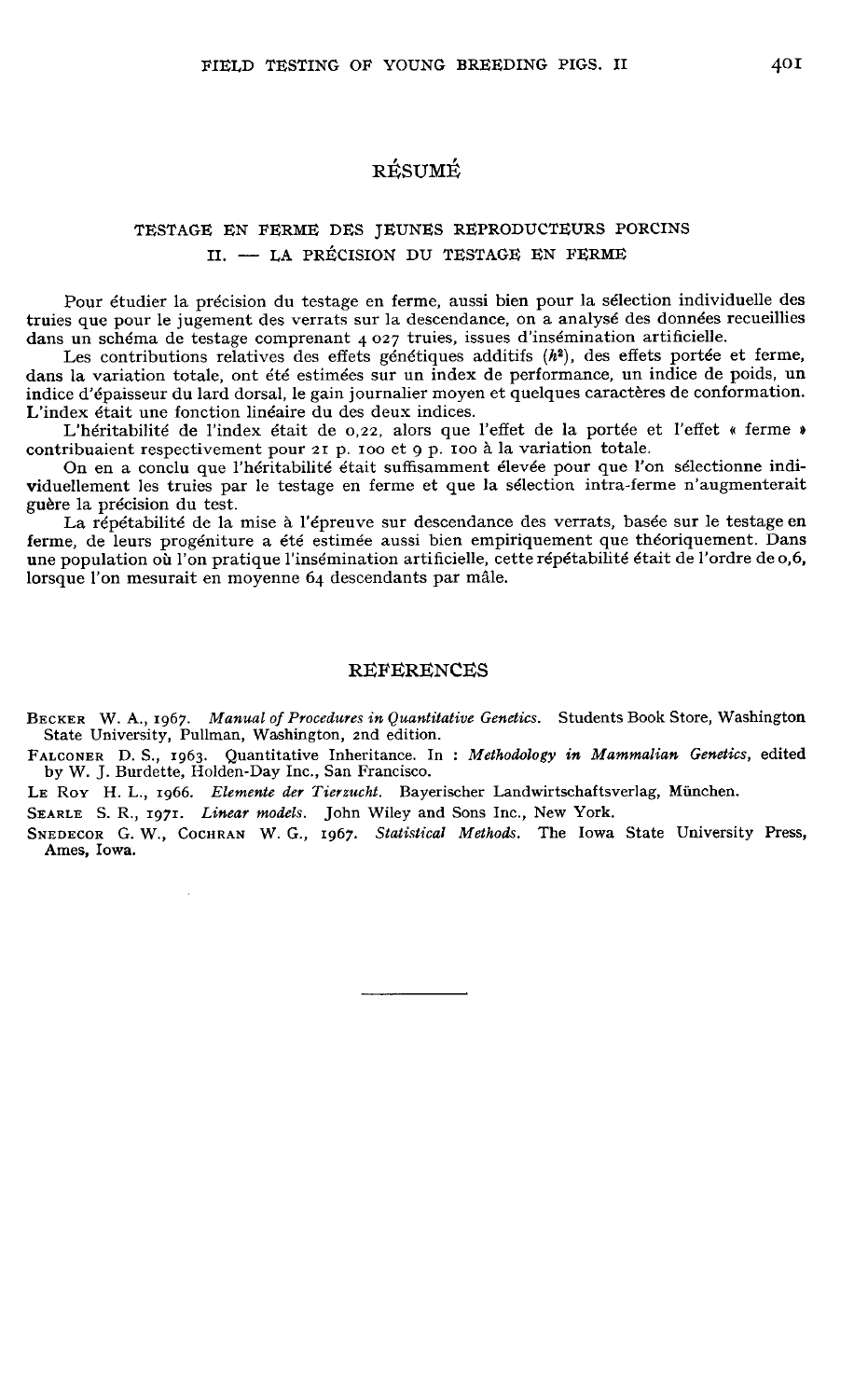# RÉSUMÉ

## TESTAGE EN FERME DES JEUNES REPRODUCTEURS PORCINS

## II. — LA PRÉCISION DU TESTAGE EN FERME

Pour étudier la précision du testage en ferme, aussi bien pour la sélection individuelle des truies que pour le jugement des verrats sur la descendance, on a analysé des données recueillies dans un schéma de testage comprenant 4 027 truies, issues d'insémination artificielle.

Les contributions relatives des effets génétiques additifs ($h^2$), des effets portée et ferme, dans la variation totale, ont été estimées sur un index de performance, un indice de poids, un indice d'épaisseur du lard dorsal, le gain journalier moyen et quelques caractères de conformation. L'index était une fonction linéaire du des deux indices.

L'héritabilité de l'index était de 0,22, alors que l'effet de la portée et l'effet « ferme » contribuaient respectivement pour 21 p. 100 et 9 p. 100 à la variation totale.

On en a conclu que l'héritabilité était suffisamment élevée pour que l'on sélectionne individuellement les truies par le testage en ferme et que la sélection intra-ferme n'augmenterait guère la précision du test.

La répétabilité de la mise à l'épreuve sur descendance des verrats, basée sur le testage en ferme, de leurs progéniture a été estimée aussi bien empiriquement que théoriquement. Dans une population où l'on pratique l'insémination artificielle, cette répétabilité était de l'ordre de 0,6, lorsque l'on mesurait en moyenne 64 descendants par mâle.

# RÉFÉRENCES

BECKER W. A., 1967. *Manual of Procedures in Quantitative Genetics.* Students Book Store, Washington State University, Pullman, Washington, 2nd edition.

FALCONER D. S., 1963. Quantitative Inheritance. In : *Methodology in Mammalian Genetics*, edited by W. J. Burdette, Holden-Day Inc., San Francisco.

LE ROY H. L., 1966. *Elemente der Tierzucht.* Bayerischer Landwirtschaftsverlag, München.

SEARLE S. R., 1971. *Linear models.* John Wiley and Sons Inc., New York.

SNEDECOR G. W., COCHRAN W. G., 1967. *Statistical Methods.* The Iowa State University Press, Ames, Iowa.